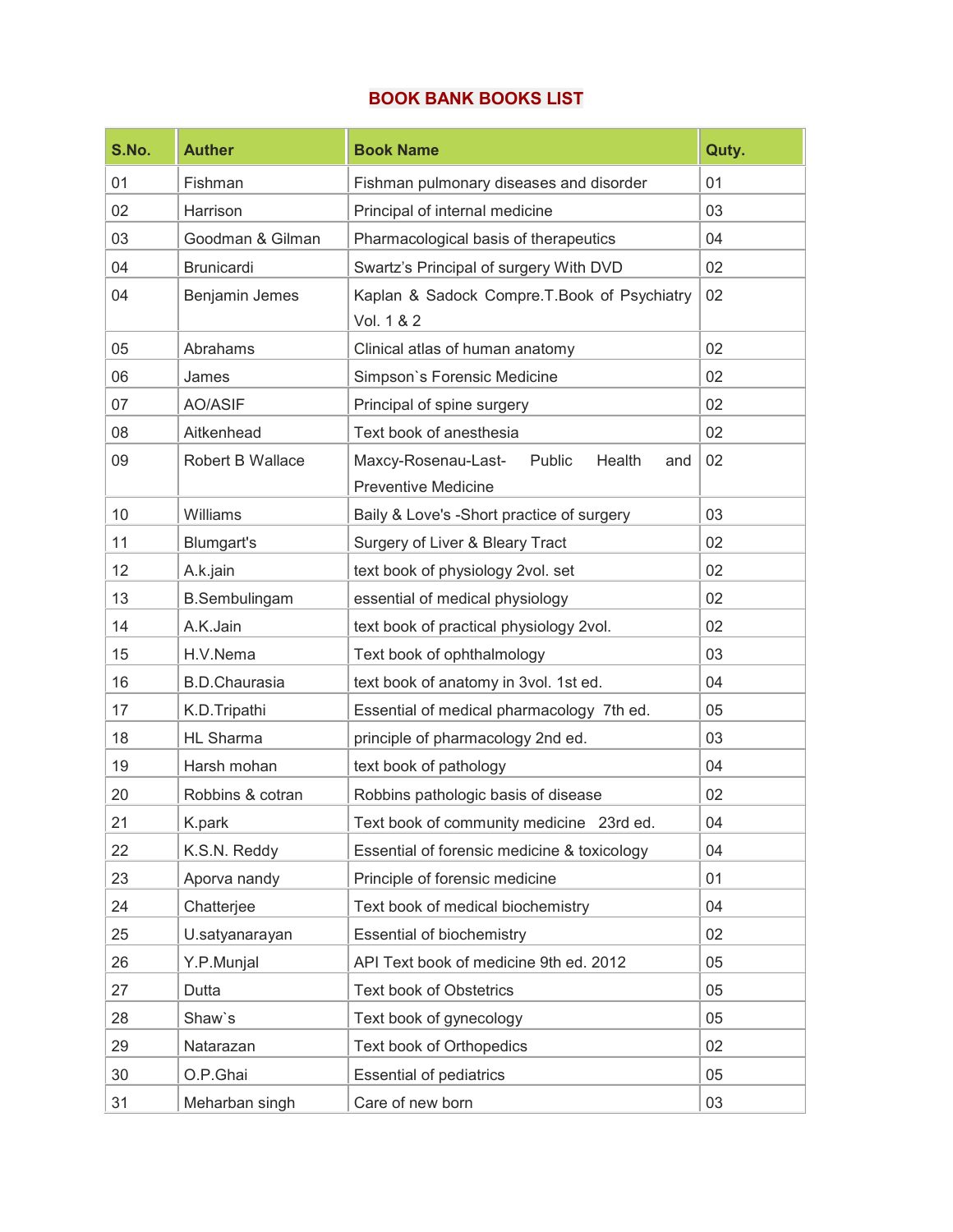# BOOK BANK BOOKS LIST

| S.No. | Auther | Book Name | Quty. |
|---|---|---|---|
| 01 | Fishman | Fishman pulmonary diseases and disorder | 01 |
| 02 | Harrison | Principal of internal medicine | 03 |
| 03 | Goodman & Gilman | Pharmacological basis of therapeutics | 04 |
| 04 | Brunicardi | Swartz's Principal of surgery With DVD | 02 |
| 04 | Benjamin Jemes | Kaplan & Sadock Compre.T.Book of Psychiatry Vol. 1 & 2 | 02 |
| 05 | Abrahams | Clinical atlas of human anatomy | 02 |
| 06 | James | Simpson`s Forensic Medicine | 02 |
| 07 | AO/ASIF | Principal of spine surgery | 02 |
| 08 | Aitkenhead | Text book of anesthesia | 02 |
| 09 | Robert B Wallace | Maxcy-Rosenau-Last- Public Health and Preventive Medicine | 02 |
| 10 | Williams | Baily & Love's -Short practice of surgery | 03 |
| 11 | Blumgart's | Surgery of Liver & Bleary Tract | 02 |
| 12 | A.k.jain | text book of physiology 2vol. set | 02 |
| 13 | B.Sembulingam | essential of medical physiology | 02 |
| 14 | A.K.Jain | text book of practical physiology 2vol. | 02 |
| 15 | H.V.Nema | Text book of ophthalmology | 03 |
| 16 | B.D.Chaurasia | text book of anatomy in 3vol. 1st ed. | 04 |
| 17 | K.D.Tripathi | Essential of medical pharmacology 7th ed. | 05 |
| 18 | HL Sharma | principle of pharmacology 2nd ed. | 03 |
| 19 | Harsh mohan | text book of pathology | 04 |
| 20 | Robbins & cotran | Robbins pathologic basis of disease | 02 |
| 21 | K.park | Text book of community medicine 23rd ed. | 04 |
| 22 | K.S.N. Reddy | Essential of forensic medicine & toxicology | 04 |
| 23 | Aporva nandy | Principle of forensic medicine | 01 |
| 24 | Chatterjee | Text book of medical biochemistry | 04 |
| 25 | U.satyanarayan | Essential of biochemistry | 02 |
| 26 | Y.P.Munjal | API Text book of medicine 9th ed. 2012 | 05 |
| 27 | Dutta | Text book of Obstetrics | 05 |
| 28 | Shaw`s | Text book of gynecology | 05 |
| 29 | Natarazan | Text book of Orthopedics | 02 |
| 30 | O.P.Ghai | Essential of pediatrics | 05 |
| 31 | Meharban singh | Care of new born | 03 |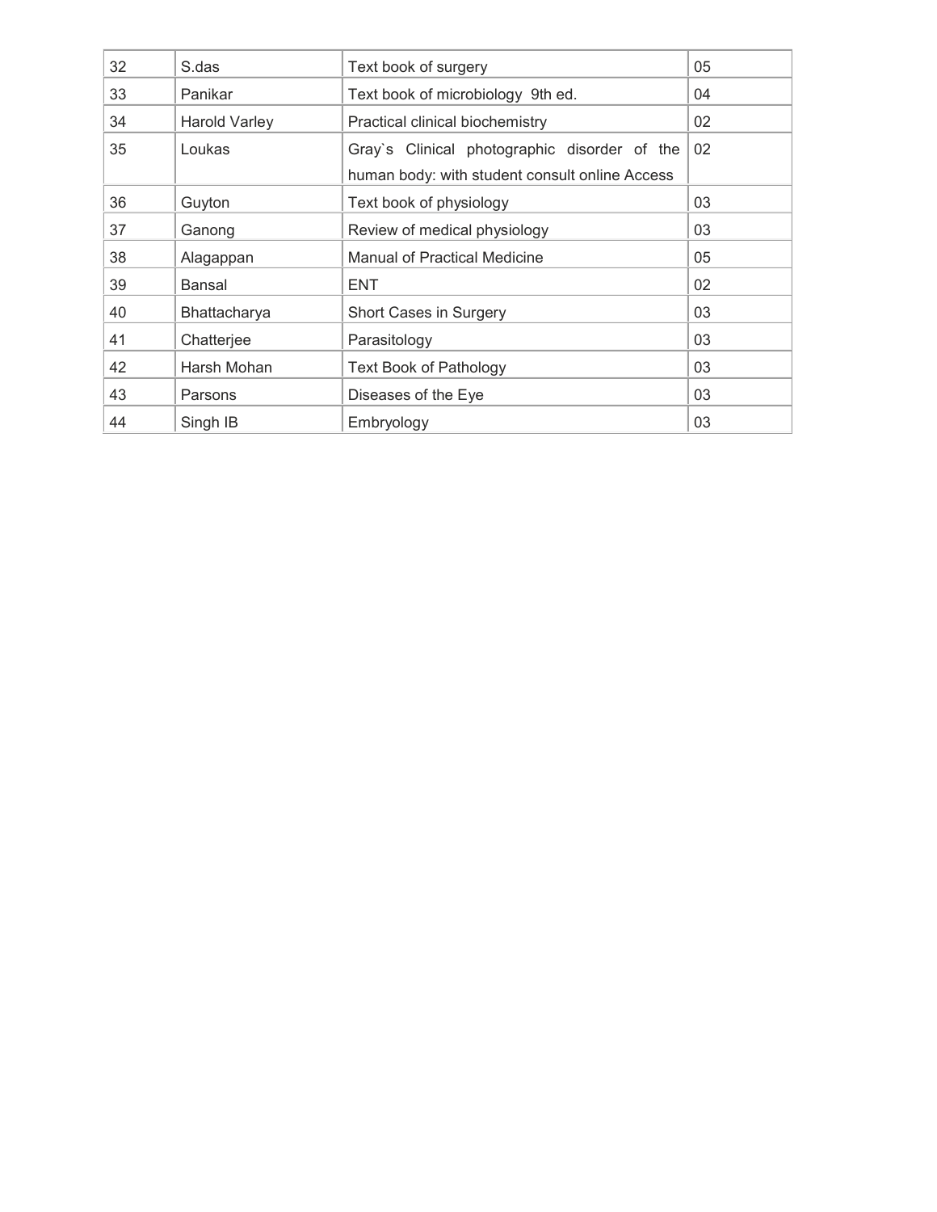| | | | |
|---|---|---|---|
| 32 | S.das | Text book of surgery | 05 |
| 33 | Panikar | Text book of microbiology 9th ed. | 04 |
| 34 | Harold Varley | Practical clinical biochemistry | 02 |
| 35 | Loukas | Gray`s Clinical photographic disorder of the human body: with student consult online Access | 02 |
| 36 | Guyton | Text book of physiology | 03 |
| 37 | Ganong | Review of medical physiology | 03 |
| 38 | Alagappan | Manual of Practical Medicine | 05 |
| 39 | Bansal | ENT | 02 |
| 40 | Bhattacharya | Short Cases in Surgery | 03 |
| 41 | Chatterjee | Parasitology | 03 |
| 42 | Harsh Mohan | Text Book of Pathology | 03 |
| 43 | Parsons | Diseases of the Eye | 03 |
| 44 | Singh IB | Embryology | 03 |